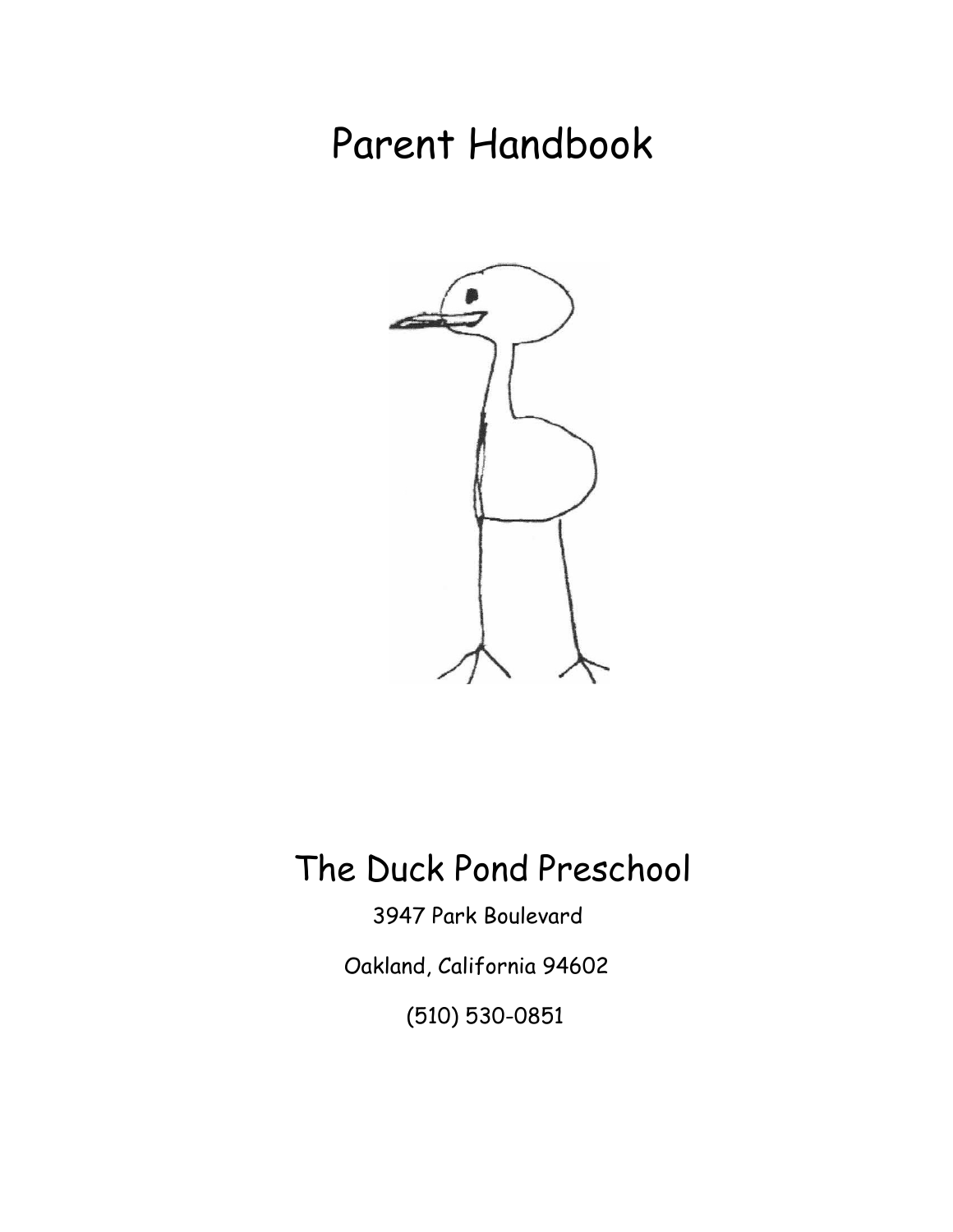# Parent Handbook

# The Duck Pond Preschool

3947 Park Boulevard

Oakland, California 94602

(510) 530-0851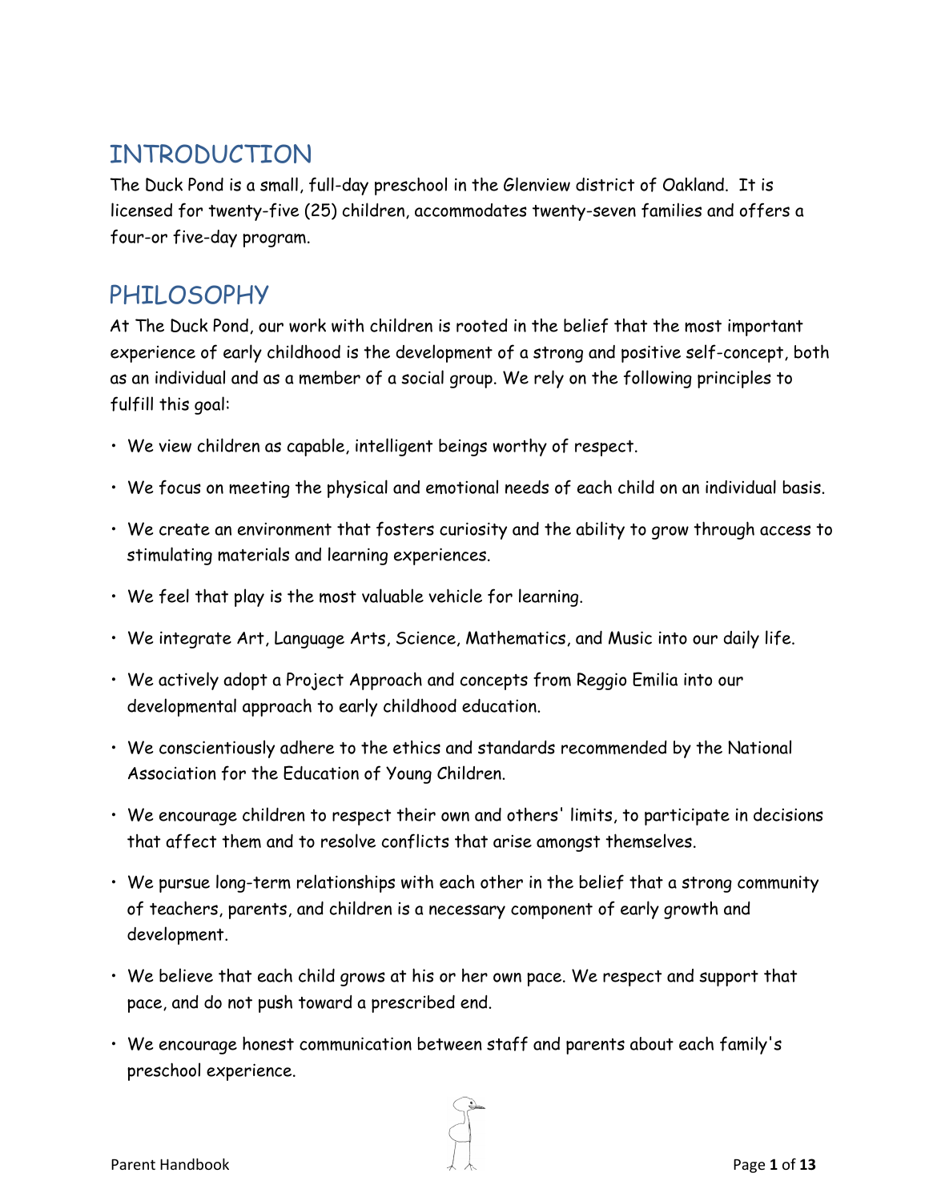## INTRODUCTION

The Duck Pond is a small, full-day preschool in the Glenview district of Oakland. It is licensed for twenty-five (25) children, accommodates twenty-seven families and offers a four-or five-day program.

## PHILOSOPHY

At The Duck Pond, our work with children is rooted in the belief that the most important experience of early childhood is the development of a strong and positive self-concept, both as an individual and as a member of a social group. We rely on the following principles to fulfill this goal:

- We view children as capable, intelligent beings worthy of respect.
- We focus on meeting the physical and emotional needs of each child on an individual basis.
- We create an environment that fosters curiosity and the ability to grow through access to stimulating materials and learning experiences.
- We feel that play is the most valuable vehicle for learning.
- We integrate Art, Language Arts, Science, Mathematics, and Music into our daily life.
- We actively adopt a Project Approach and concepts from Reggio Emilia into our developmental approach to early childhood education.
- We conscientiously adhere to the ethics and standards recommended by the National Association for the Education of Young Children.
- We encourage children to respect their own and others' limits, to participate in decisions that affect them and to resolve conflicts that arise amongst themselves.
- We pursue long-term relationships with each other in the belief that a strong community of teachers, parents, and children is a necessary component of early growth and development.
- We believe that each child grows at his or her own pace. We respect and support that pace, and do not push toward a prescribed end.
- We encourage honest communication between staff and parents about each family's preschool experience.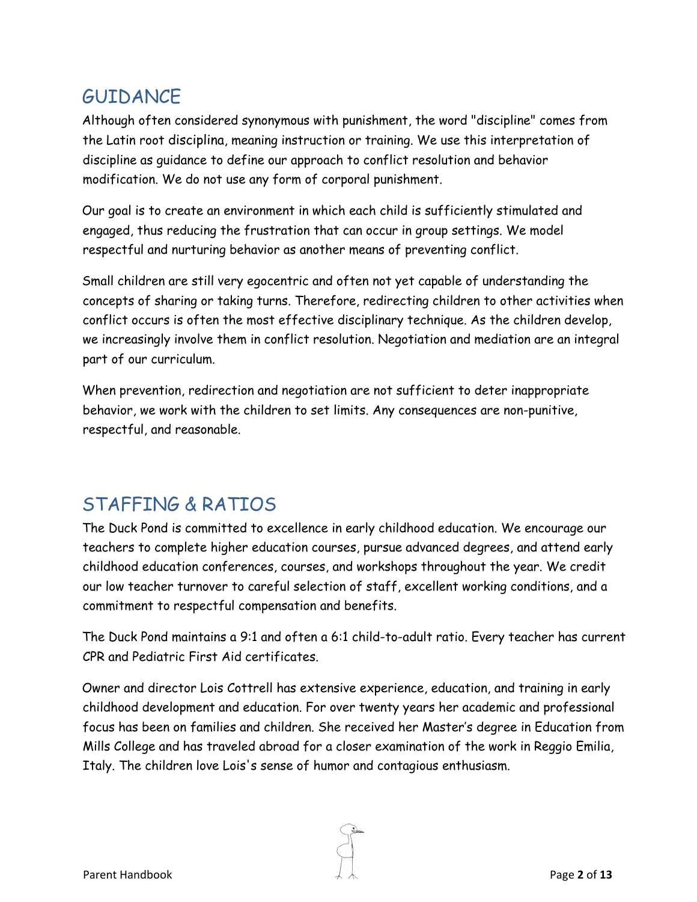## GUIDANCE

Although often considered synonymous with punishment, the word "discipline" comes from the Latin root disciplina, meaning instruction or training. We use this interpretation of discipline as guidance to define our approach to conflict resolution and behavior modification. We do not use any form of corporal punishment.

Our goal is to create an environment in which each child is sufficiently stimulated and engaged, thus reducing the frustration that can occur in group settings. We model respectful and nurturing behavior as another means of preventing conflict.

Small children are still very egocentric and often not yet capable of understanding the concepts of sharing or taking turns. Therefore, redirecting children to other activities when conflict occurs is often the most effective disciplinary technique. As the children develop, we increasingly involve them in conflict resolution. Negotiation and mediation are an integral part of our curriculum.

When prevention, redirection and negotiation are not sufficient to deter inappropriate behavior, we work with the children to set limits. Any consequences are non-punitive, respectful, and reasonable.

## STAFFING & RATIOS

The Duck Pond is committed to excellence in early childhood education. We encourage our teachers to complete higher education courses, pursue advanced degrees, and attend early childhood education conferences, courses, and workshops throughout the year. We credit our low teacher turnover to careful selection of staff, excellent working conditions, and a commitment to respectful compensation and benefits.

The Duck Pond maintains a 9:1 and often a 6:1 child-to-adult ratio. Every teacher has current CPR and Pediatric First Aid certificates.

Owner and director Lois Cottrell has extensive experience, education, and training in early childhood development and education. For over twenty years her academic and professional focus has been on families and children. She received her Master's degree in Education from Mills College and has traveled abroad for a closer examination of the work in Reggio Emilia, Italy. The children love Lois's sense of humor and contagious enthusiasm.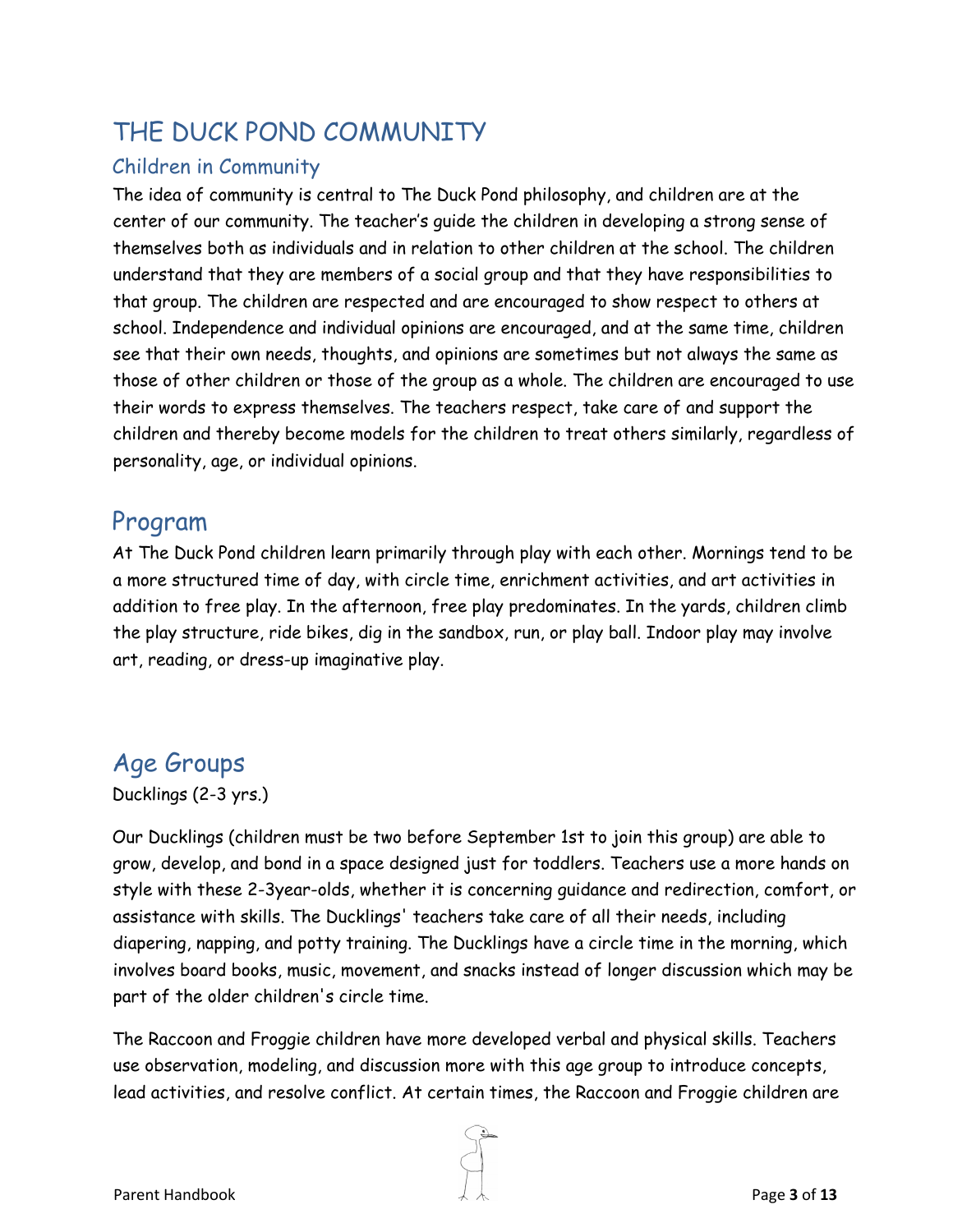// THE DUCK POND COMMUNITY

## Children in Community

The idea of community is central to The Duck Pond philosophy, and children are at the center of our community. The teacher's guide the children in developing a strong sense of themselves both as individuals and in relation to other children at the school. The children understand that they are members of a social group and that they have responsibilities to that group. The children are respected and are encouraged to show respect to others at school. Independence and individual opinions are encouraged, and at the same time, children see that their own needs, thoughts, and opinions are sometimes but not always the same as those of other children or those of the group as a whole. The children are encouraged to use their words to express themselves. The teachers respect, take care of and support the children and thereby become models for the children to treat others similarly, regardless of personality, age, or individual opinions.

# Program

At The Duck Pond children learn primarily through play with each other. Mornings tend to be a more structured time of day, with circle time, enrichment activities, and art activities in addition to free play. In the afternoon, free play predominates. In the yards, children climb the play structure, ride bikes, dig in the sandbox, run, or play ball. Indoor play may involve art, reading, or dress-up imaginative play.

# Age Groups

Ducklings (2-3 yrs.)

Our Ducklings (children must be two before September 1st to join this group) are able to grow, develop, and bond in a space designed just for toddlers. Teachers use a more hands on style with these 2-3year-olds, whether it is concerning guidance and redirection, comfort, or assistance with skills. The Ducklings' teachers take care of all their needs, including diapering, napping, and potty training. The Ducklings have a circle time in the morning, which involves board books, music, movement, and snacks instead of longer discussion which may be part of the older children's circle time.

The Raccoon and Froggie children have more developed verbal and physical skills. Teachers use observation, modeling, and discussion more with this age group to introduce concepts, lead activities, and resolve conflict. At certain times, the Raccoon and Froggie children are

# THE DUCK POND COMMUNITY

## Children in Community

The idea of community is central to The Duck Pond philosophy, and children are at the center of our community. The teacher's guide the children in developing a strong sense of themselves both as individuals and in relation to other children at the school. The children understand that they are members of a social group and that they have responsibilities to that group. The children are respected and are encouraged to show respect to others at school. Independence and individual opinions are encouraged, and at the same time, children see that their own needs, thoughts, and opinions are sometimes but not always the same as those of other children or those of the group as a whole. The children are encouraged to use their words to express themselves. The teachers respect, take care of and support the children and thereby become models for the children to treat others similarly, regardless of personality, age, or individual opinions.

# Program

At The Duck Pond children learn primarily through play with each other. Mornings tend to be a more structured time of day, with circle time, enrichment activities, and art activities in addition to free play. In the afternoon, free play predominates. In the yards, children climb the play structure, ride bikes, dig in the sandbox, run, or play ball. Indoor play may involve art, reading, or dress-up imaginative play.

# Age Groups

Ducklings (2-3 yrs.)

Our Ducklings (children must be two before September 1st to join this group) are able to grow, develop, and bond in a space designed just for toddlers. Teachers use a more hands on style with these 2-3year-olds, whether it is concerning guidance and redirection, comfort, or assistance with skills. The Ducklings' teachers take care of all their needs, including diapering, napping, and potty training. The Ducklings have a circle time in the morning, which involves board books, music, movement, and snacks instead of longer discussion which may be part of the older children's circle time.

The Raccoon and Froggie children have more developed verbal and physical skills. Teachers use observation, modeling, and discussion more with this age group to introduce concepts, lead activities, and resolve conflict. At certain times, the Raccoon and Froggie children are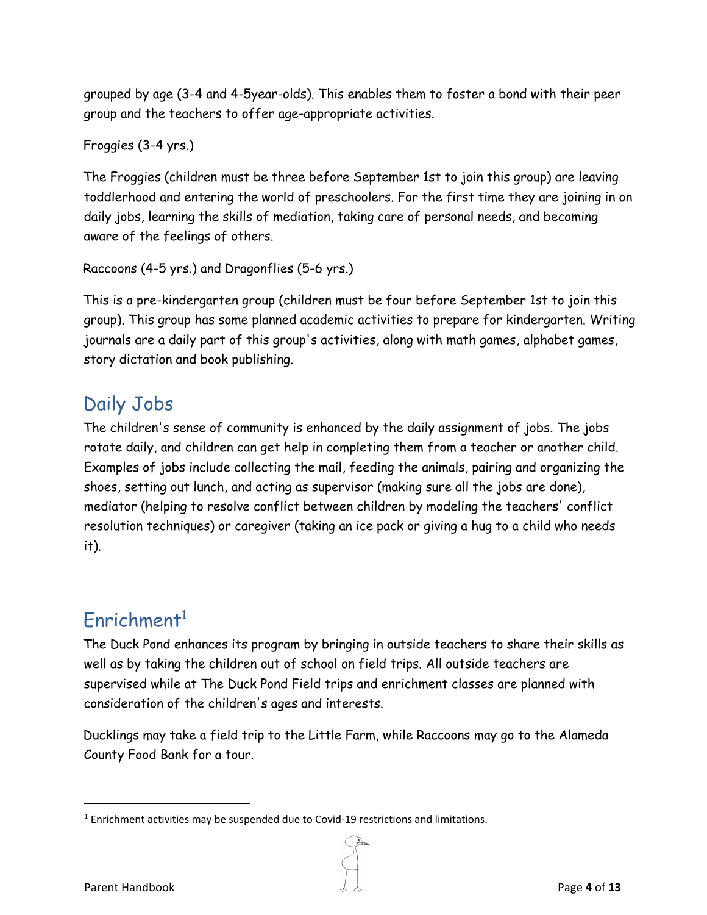grouped by age (3-4 and 4-5year-olds). This enables them to foster a bond with their peer group and the teachers to offer age-appropriate activities.

Froggies (3-4 yrs.)

The Froggies (children must be three before September 1st to join this group) are leaving toddlerhood and entering the world of preschoolers. For the first time they are joining in on daily jobs, learning the skills of mediation, taking care of personal needs, and becoming aware of the feelings of others.

Raccoons (4-5 yrs.) and Dragonflies (5-6 yrs.)

This is a pre-kindergarten group (children must be four before September 1st to join this group). This group has some planned academic activities to prepare for kindergarten. Writing journals are a daily part of this group's activities, along with math games, alphabet games, story dictation and book publishing.

## Daily Jobs

The children's sense of community is enhanced by the daily assignment of jobs. The jobs rotate daily, and children can get help in completing them from a teacher or another child. Examples of jobs include collecting the mail, feeding the animals, pairing and organizing the shoes, setting out lunch, and acting as supervisor (making sure all the jobs are done), mediator (helping to resolve conflict between children by modeling the teachers' conflict resolution techniques) or caregiver (taking an ice pack or giving a hug to a child who needs it).

## Enrichment[1]

The Duck Pond enhances its program by bringing in outside teachers to share their skills as well as by taking the children out of school on field trips. All outside teachers are supervised while at The Duck Pond Field trips and enrichment classes are planned with consideration of the children's ages and interests.

Ducklings may take a field trip to the Little Farm, while Raccoons may go to the Alameda County Food Bank for a tour.

[1] Enrichment activities may be suspended due to Covid-19 restrictions and limitations.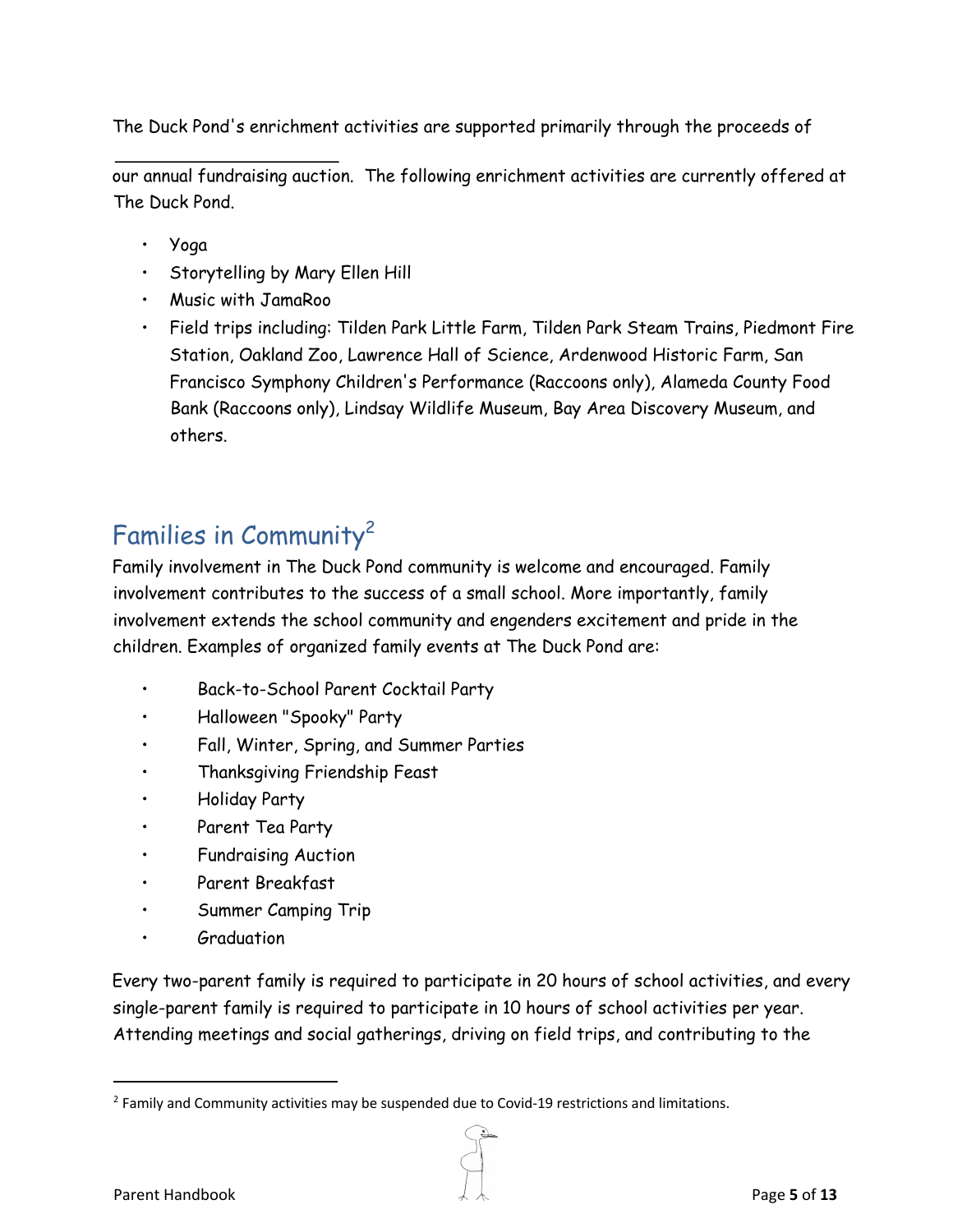The Duck Pond's enrichment activities are supported primarily through the proceeds of our annual fundraising auction. The following enrichment activities are currently offered at The Duck Pond.

- Yoga
- Storytelling by Mary Ellen Hill
- Music with JamaRoo
- Field trips including: Tilden Park Little Farm, Tilden Park Steam Trains, Piedmont Fire Station, Oakland Zoo, Lawrence Hall of Science, Ardenwood Historic Farm, San Francisco Symphony Children's Performance (Raccoons only), Alameda County Food Bank (Raccoons only), Lindsay Wildlife Museum, Bay Area Discovery Museum, and others.

## Families in Community[2]

Family involvement in The Duck Pond community is welcome and encouraged. Family involvement contributes to the success of a small school. More importantly, family involvement extends the school community and engenders excitement and pride in the children. Examples of organized family events at The Duck Pond are:

- Back-to-School Parent Cocktail Party
- Halloween "Spooky" Party
- Fall, Winter, Spring, and Summer Parties
- Thanksgiving Friendship Feast
- Holiday Party
- Parent Tea Party
- Fundraising Auction
- Parent Breakfast
- Summer Camping Trip
- Graduation

Every two-parent family is required to participate in 20 hours of school activities, and every single-parent family is required to participate in 10 hours of school activities per year. Attending meetings and social gatherings, driving on field trips, and contributing to the

[2] Family and Community activities may be suspended due to Covid-19 restrictions and limitations.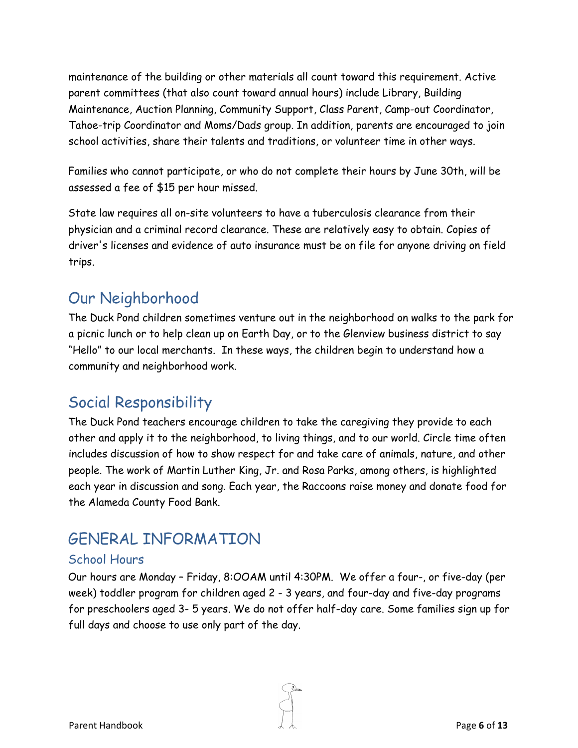maintenance of the building or other materials all count toward this requirement. Active parent committees (that also count toward annual hours) include Library, Building Maintenance, Auction Planning, Community Support, Class Parent, Camp-out Coordinator, Tahoe-trip Coordinator and Moms/Dads group. In addition, parents are encouraged to join school activities, share their talents and traditions, or volunteer time in other ways.

Families who cannot participate, or who do not complete their hours by June 30th, will be assessed a fee of $15 per hour missed.

State law requires all on-site volunteers to have a tuberculosis clearance from their physician and a criminal record clearance. These are relatively easy to obtain. Copies of driver's licenses and evidence of auto insurance must be on file for anyone driving on field trips.

## Our Neighborhood

The Duck Pond children sometimes venture out in the neighborhood on walks to the park for a picnic lunch or to help clean up on Earth Day, or to the Glenview business district to say "Hello" to our local merchants. In these ways, the children begin to understand how a community and neighborhood work.

## Social Responsibility

The Duck Pond teachers encourage children to take the caregiving they provide to each other and apply it to the neighborhood, to living things, and to our world. Circle time often includes discussion of how to show respect for and take care of animals, nature, and other people. The work of Martin Luther King, Jr. and Rosa Parks, among others, is highlighted each year in discussion and song. Each year, the Raccoons raise money and donate food for the Alameda County Food Bank.

# GENERAL INFORMATION

### School Hours

Our hours are Monday – Friday, 8:00AM until 4:30PM. We offer a four-, or five-day (per week) toddler program for children aged 2 - 3 years, and four-day and five-day programs for preschoolers aged 3- 5 years. We do not offer half-day care. Some families sign up for full days and choose to use only part of the day.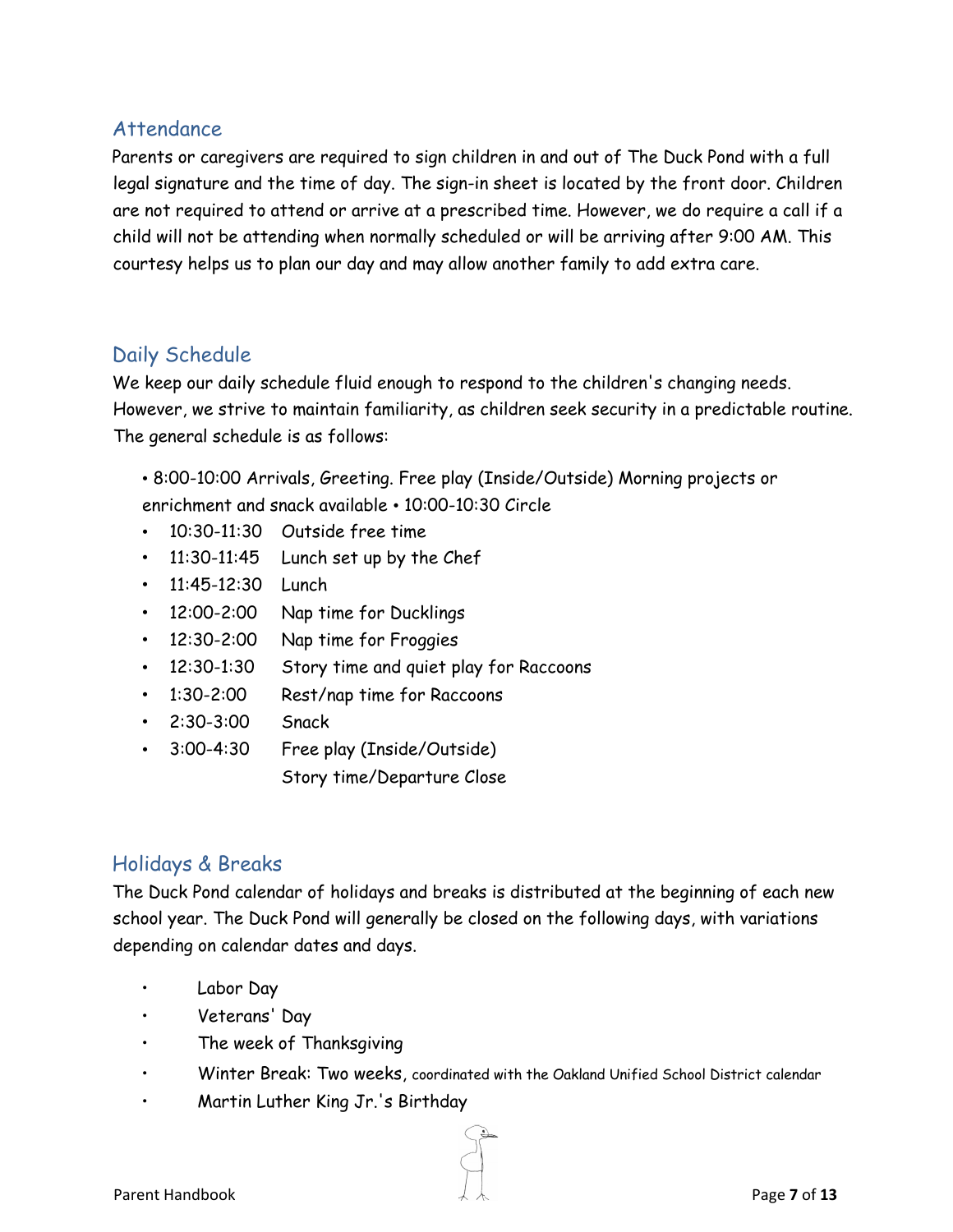## Attendance

Parents or caregivers are required to sign children in and out of The Duck Pond with a full legal signature and the time of day. The sign-in sheet is located by the front door. Children are not required to attend or arrive at a prescribed time. However, we do require a call if a child will not be attending when normally scheduled or will be arriving after 9:00 AM. This courtesy helps us to plan our day and may allow another family to add extra care.

## Daily Schedule

We keep our daily schedule fluid enough to respond to the children's changing needs. However, we strive to maintain familiarity, as children seek security in a predictable routine. The general schedule is as follows:

- 8:00-10:00 Arrivals, Greeting. Free play (Inside/Outside) Morning projects or enrichment and snack available • 10:00-10:30 Circle
- 10:30-11:30 Outside free time
- 11:30-11:45 Lunch set up by the Chef
- 11:45-12:30 Lunch
- 12:00-2:00 Nap time for Ducklings
- 12:30-2:00 Nap time for Froggies
- 12:30-1:30 Story time and quiet play for Raccoons
- 1:30-2:00 Rest/nap time for Raccoons
- 2:30-3:00 Snack
- 3:00-4:30 Free play (Inside/Outside)
  Story time/Departure Close

## Holidays & Breaks

The Duck Pond calendar of holidays and breaks is distributed at the beginning of each new school year. The Duck Pond will generally be closed on the following days, with variations depending on calendar dates and days.

- Labor Day
- Veterans' Day
- The week of Thanksgiving
- Winter Break: Two weeks, coordinated with the Oakland Unified School District calendar
- Martin Luther King Jr.'s Birthday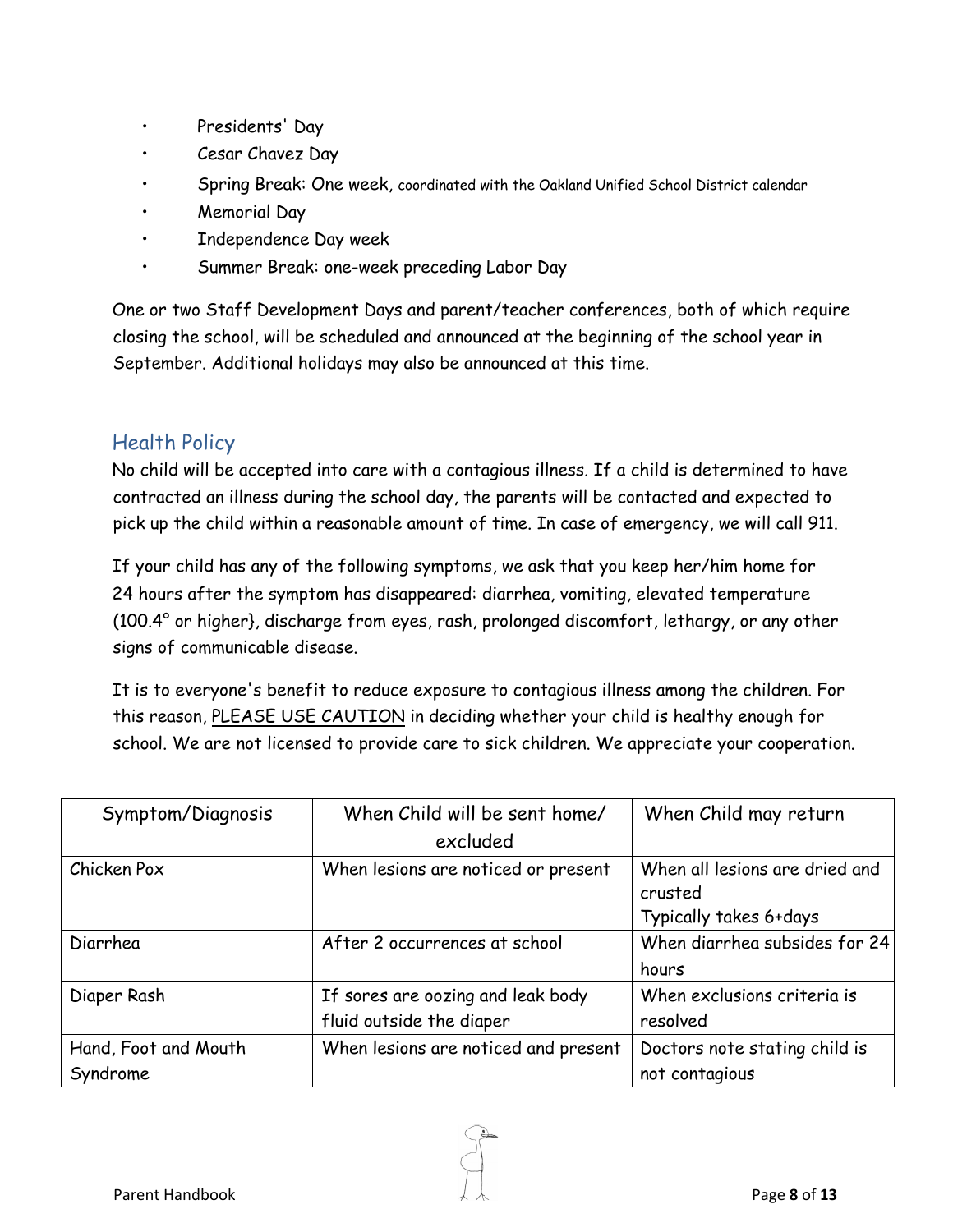- Presidents' Day
- Cesar Chavez Day
- Spring Break: One week, coordinated with the Oakland Unified School District calendar
- Memorial Day
- Independence Day week
- Summer Break: one-week preceding Labor Day

One or two Staff Development Days and parent/teacher conferences, both of which require closing the school, will be scheduled and announced at the beginning of the school year in September. Additional holidays may also be announced at this time.

## Health Policy

No child will be accepted into care with a contagious illness. If a child is determined to have contracted an illness during the school day, the parents will be contacted and expected to pick up the child within a reasonable amount of time. In case of emergency, we will call 911.

If your child has any of the following symptoms, we ask that you keep her/him home for 24 hours after the symptom has disappeared: diarrhea, vomiting, elevated temperature (100.4° or higher}, discharge from eyes, rash, prolonged discomfort, lethargy, or any other signs of communicable disease.

It is to everyone's benefit to reduce exposure to contagious illness among the children. For this reason, PLEASE USE CAUTION in deciding whether your child is healthy enough for school. We are not licensed to provide care to sick children. We appreciate your cooperation.

| Symptom/Diagnosis | When Child will be sent home/ excluded | When Child may return |
|---|---|---|
| Chicken Pox | When lesions are noticed or present | When all lesions are dried and crusted<br>Typically takes 6+days |
| Diarrhea | After 2 occurrences at school | When diarrhea subsides for 24 hours |
| Diaper Rash | If sores are oozing and leak body fluid outside the diaper | When exclusions criteria is resolved |
| Hand, Foot and Mouth Syndrome | When lesions are noticed and present | Doctors note stating child is not contagious |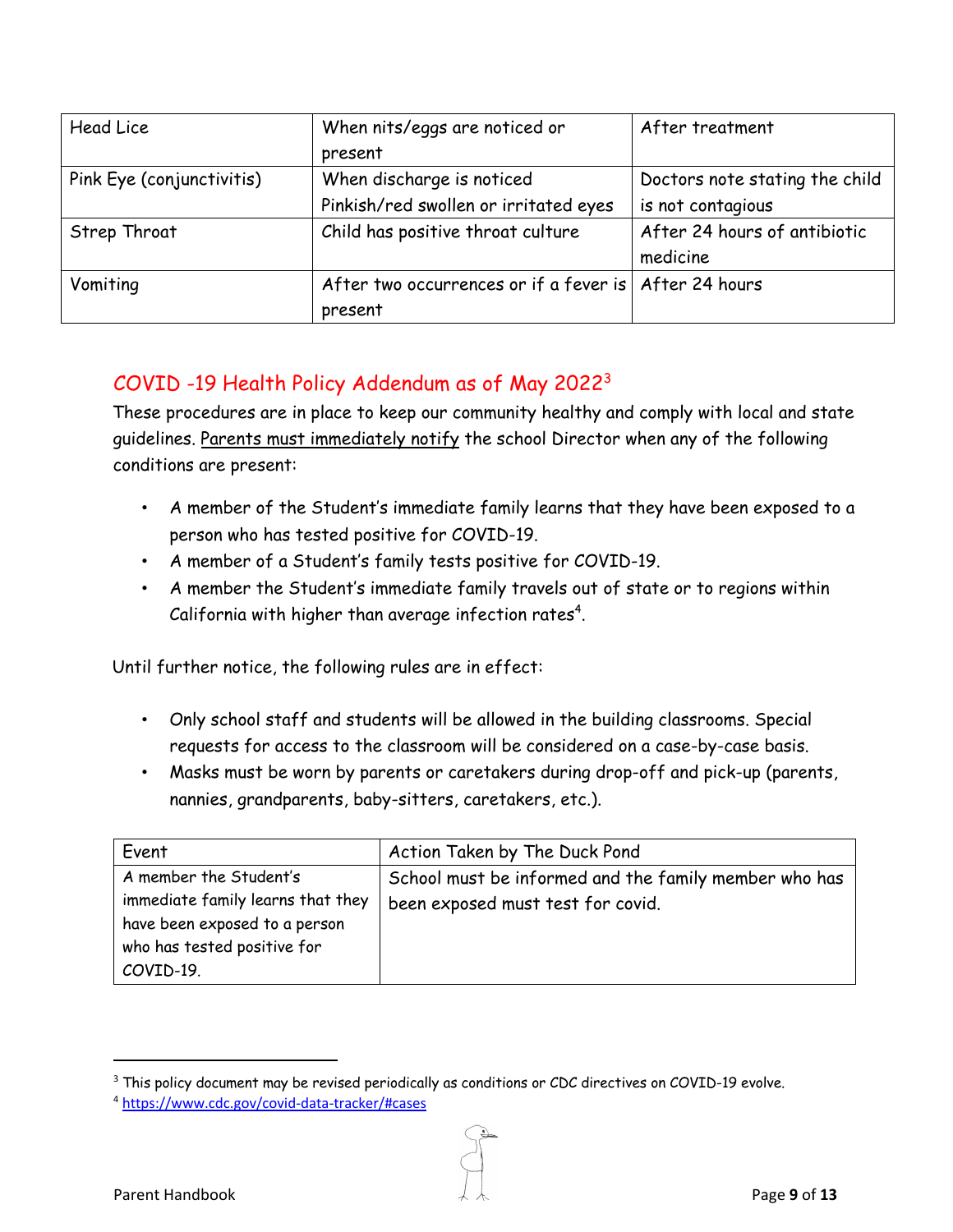| Head Lice | When nits/eggs are noticed or present | After treatment |
|---|---|---|
| Pink Eye (conjunctivitis) | When discharge is noticed Pinkish/red swollen or irritated eyes | Doctors note stating the child is not contagious |
| Strep Throat | Child has positive throat culture | After 24 hours of antibiotic medicine |
| Vomiting | After two occurrences or if a fever is present | After 24 hours |

## COVID -19 Health Policy Addendum as of May 2022[3]

These procedures are in place to keep our community healthy and comply with local and state guidelines. Parents must immediately notify the school Director when any of the following conditions are present:

- A member of the Student's immediate family learns that they have been exposed to a person who has tested positive for COVID-19.
- A member of a Student's family tests positive for COVID-19.
- A member the Student's immediate family travels out of state or to regions within California with higher than average infection rates[4].

Until further notice, the following rules are in effect:

- Only school staff and students will be allowed in the building classrooms. Special requests for access to the classroom will be considered on a case-by-case basis.
- Masks must be worn by parents or caretakers during drop-off and pick-up (parents, nannies, grandparents, baby-sitters, caretakers, etc.).

| Event | Action Taken by The Duck Pond |
|---|---|
| A member the Student's immediate family learns that they have been exposed to a person who has tested positive for COVID-19. | School must be informed and the family member who has been exposed must test for covid. |

[3] This policy document may be revised periodically as conditions or CDC directives on COVID-19 evolve.

[4] https://www.cdc.gov/covid-data-tracker/#cases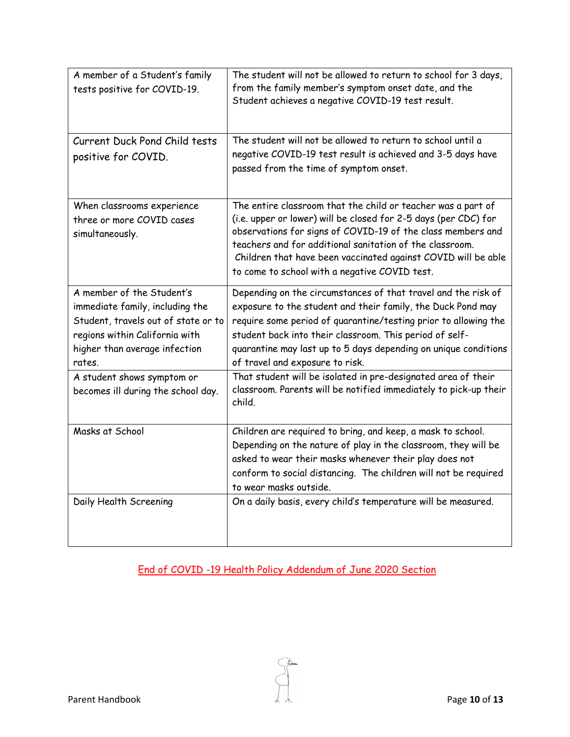| | |
|---|---|
| A member of a Student's family tests positive for COVID-19. | The student will not be allowed to return to school for 3 days, from the family member's symptom onset date, and the Student achieves a negative COVID-19 test result. |
| Current Duck Pond Child tests positive for COVID. | The student will not be allowed to return to school until a negative COVID-19 test result is achieved and 3-5 days have passed from the time of symptom onset. |
| When classrooms experience three or more COVID cases simultaneously. | The entire classroom that the child or teacher was a part of (i.e. upper or lower) will be closed for 2-5 days (per CDC) for observations for signs of COVID-19 of the class members and teachers and for additional sanitation of the classroom. Children that have been vaccinated against COVID will be able to come to school with a negative COVID test. |
| A member of the Student's immediate family, including the Student, travels out of state or to regions within California with higher than average infection rates. | Depending on the circumstances of that travel and the risk of exposure to the student and their family, the Duck Pond may require some period of quarantine/testing prior to allowing the student back into their classroom. This period of self-quarantine may last up to 5 days depending on unique conditions of travel and exposure to risk. |
| A student shows symptom or becomes ill during the school day. | That student will be isolated in pre-designated area of their classroom. Parents will be notified immediately to pick-up their child. |
| Masks at School | Children are required to bring, and keep, a mask to school. Depending on the nature of play in the classroom, they will be asked to wear their masks whenever their play does not conform to social distancing. The children will not be required to wear masks outside. |
| Daily Health Screening | On a daily basis, every child's temperature will be measured. |

End of COVID -19 Health Policy Addendum of June 2020 Section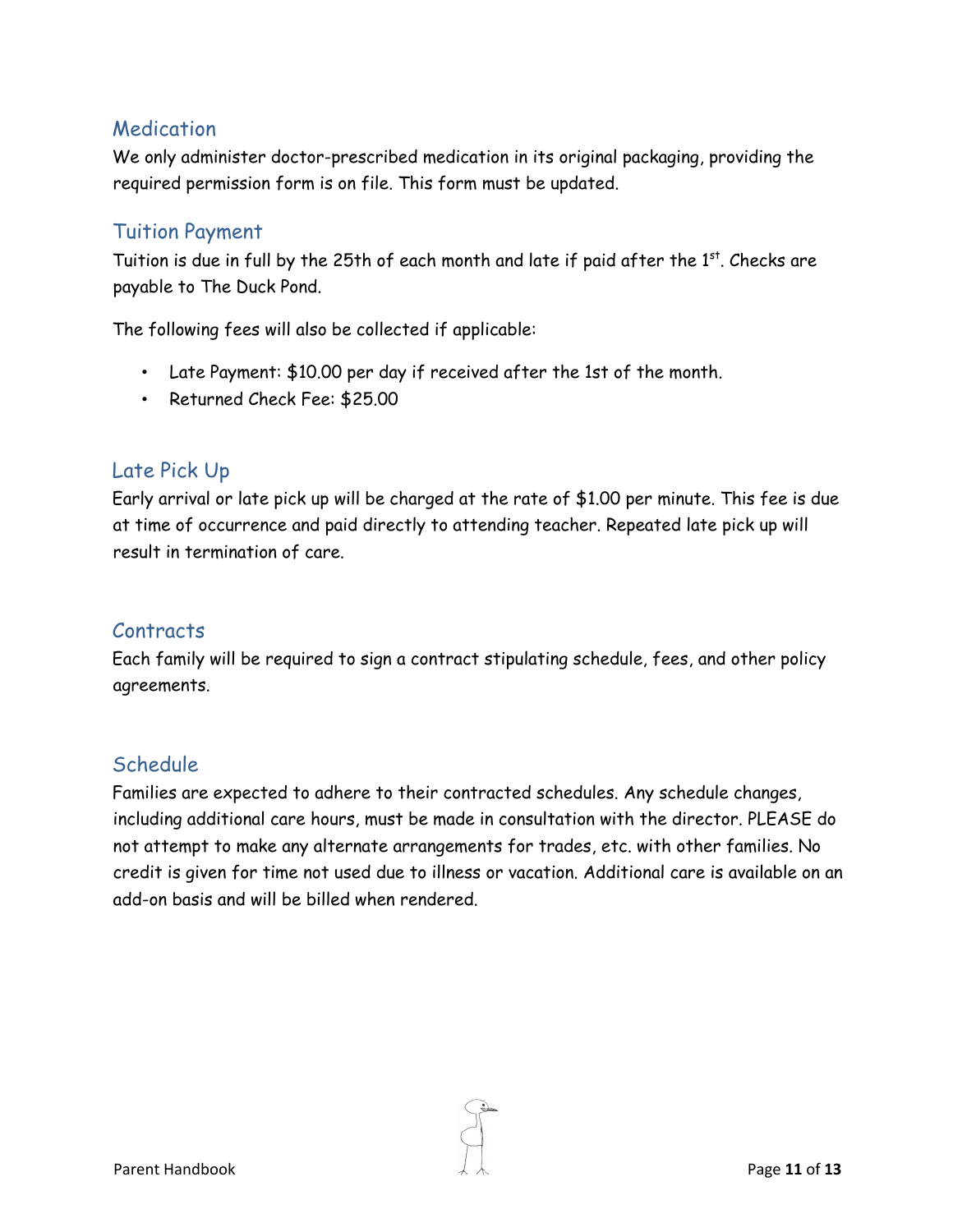## Medication

We only administer doctor-prescribed medication in its original packaging, providing the required permission form is on file. This form must be updated.

## Tuition Payment

Tuition is due in full by the 25th of each month and late if paid after the 1st. Checks are payable to The Duck Pond.

The following fees will also be collected if applicable:

- Late Payment: $10.00 per day if received after the 1st of the month.
- Returned Check Fee: $25.00

## Late Pick Up

Early arrival or late pick up will be charged at the rate of $1.00 per minute. This fee is due at time of occurrence and paid directly to attending teacher. Repeated late pick up will result in termination of care.

## Contracts

Each family will be required to sign a contract stipulating schedule, fees, and other policy agreements.

## Schedule

Families are expected to adhere to their contracted schedules. Any schedule changes, including additional care hours, must be made in consultation with the director. PLEASE do not attempt to make any alternate arrangements for trades, etc. with other families. No credit is given for time not used due to illness or vacation. Additional care is available on an add-on basis and will be billed when rendered.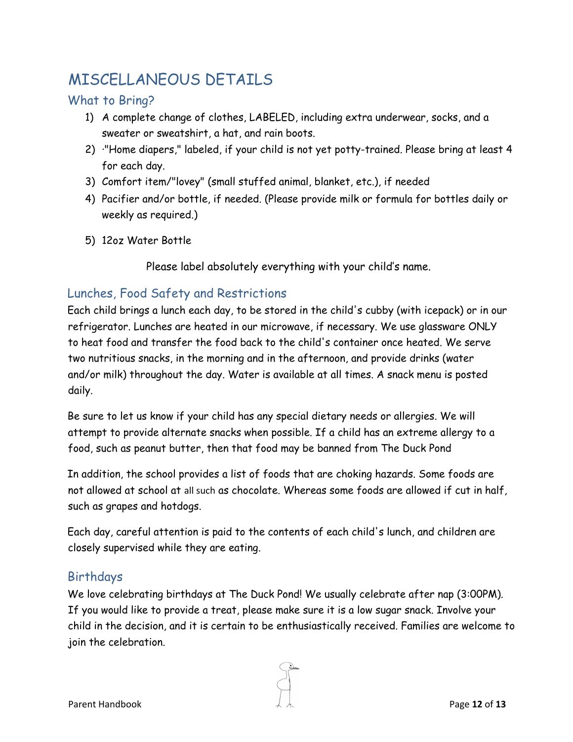# MISCELLANEOUS DETAILS

## What to Bring?

1) A complete change of clothes, LABELED, including extra underwear, socks, and a sweater or sweatshirt, a hat, and rain boots.
2) ·"Home diapers," labeled, if your child is not yet potty-trained. Please bring at least 4 for each day.
3) Comfort item/"lovey" (small stuffed animal, blanket, etc.), if needed
4) Pacifier and/or bottle, if needed. (Please provide milk or formula for bottles daily or weekly as required.)
5) 12oz Water Bottle

Please label absolutely everything with your child's name.

## Lunches, Food Safety and Restrictions

Each child brings a lunch each day, to be stored in the child's cubby (with icepack) or in our refrigerator. Lunches are heated in our microwave, if necessary. We use glassware ONLY to heat food and transfer the food back to the child's container once heated. We serve two nutritious snacks, in the morning and in the afternoon, and provide drinks (water and/or milk) throughout the day. Water is available at all times. A snack menu is posted daily.

Be sure to let us know if your child has any special dietary needs or allergies. We will attempt to provide alternate snacks when possible. If a child has an extreme allergy to a food, such as peanut butter, then that food may be banned from The Duck Pond

In addition, the school provides a list of foods that are choking hazards. Some foods are not allowed at school at all such as chocolate. Whereas some foods are allowed if cut in half, such as grapes and hotdogs.

Each day, careful attention is paid to the contents of each child's lunch, and children are closely supervised while they are eating.

## Birthdays

We love celebrating birthdays at The Duck Pond! We usually celebrate after nap (3:00PM). If you would like to provide a treat, please make sure it is a low sugar snack. Involve your child in the decision, and it is certain to be enthusiastically received. Families are welcome to join the celebration.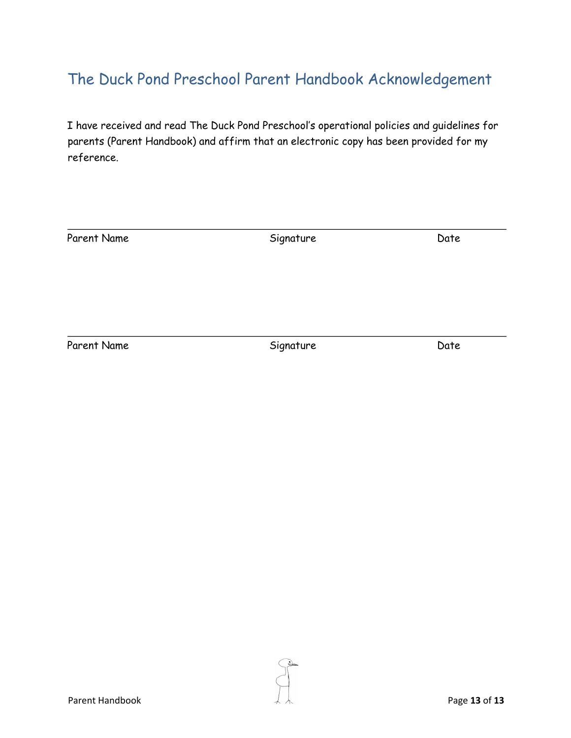# The Duck Pond Preschool Parent Handbook Acknowledgement

I have received and read The Duck Pond Preschool's operational policies and guidelines for parents (Parent Handbook) and affirm that an electronic copy has been provided for my reference.

\_\_\_\_\_\_\_\_\_\_\_\_\_\_\_\_\_\_\_\_\_\_\_\_\_\_\_\_\_\_\_\_\_\_\_\_\_\_\_\_\_\_\_\_\_\_\_\_\_\_\_\_\_\_\_\_\_\_\_\_

Parent Name                    Signature                    Date

\_\_\_\_\_\_\_\_\_\_\_\_\_\_\_\_\_\_\_\_\_\_\_\_\_\_\_\_\_\_\_\_\_\_\_\_\_\_\_\_\_\_\_\_\_\_\_\_\_\_\_\_\_\_\_\_\_\_\_\_

Parent Name                    Signature                    Date